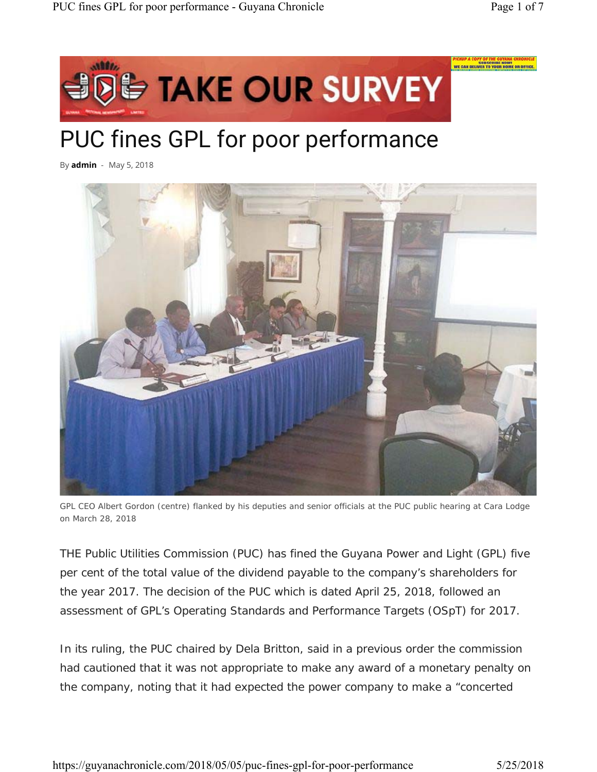# PUC fines GPL for poor performance

By **admin** - May 5, 2018

GPL CEO Albert Gordon (centre) flanked by his deputies and senior officials at the PUC public hearing at Cara Lodge on March 28, 2018

THE Public Utilities Commission (PUC) has fined the Guyana Power and Light (GPL) five per cent of the total value of the dividend payable to the company's shareholders for the year 2017. The decision of the PUC which is dated April 25, 2018, followed an assessment of GPL's Operating Standards and Performance Targets (OSpT) for 2017.

In its ruling, the PUC chaired by Dela Britton, said in a previous order the commission had cautioned that it was not appropriate to make any award of a monetary penalty on the company, noting that it had expected the power company to make a "concerted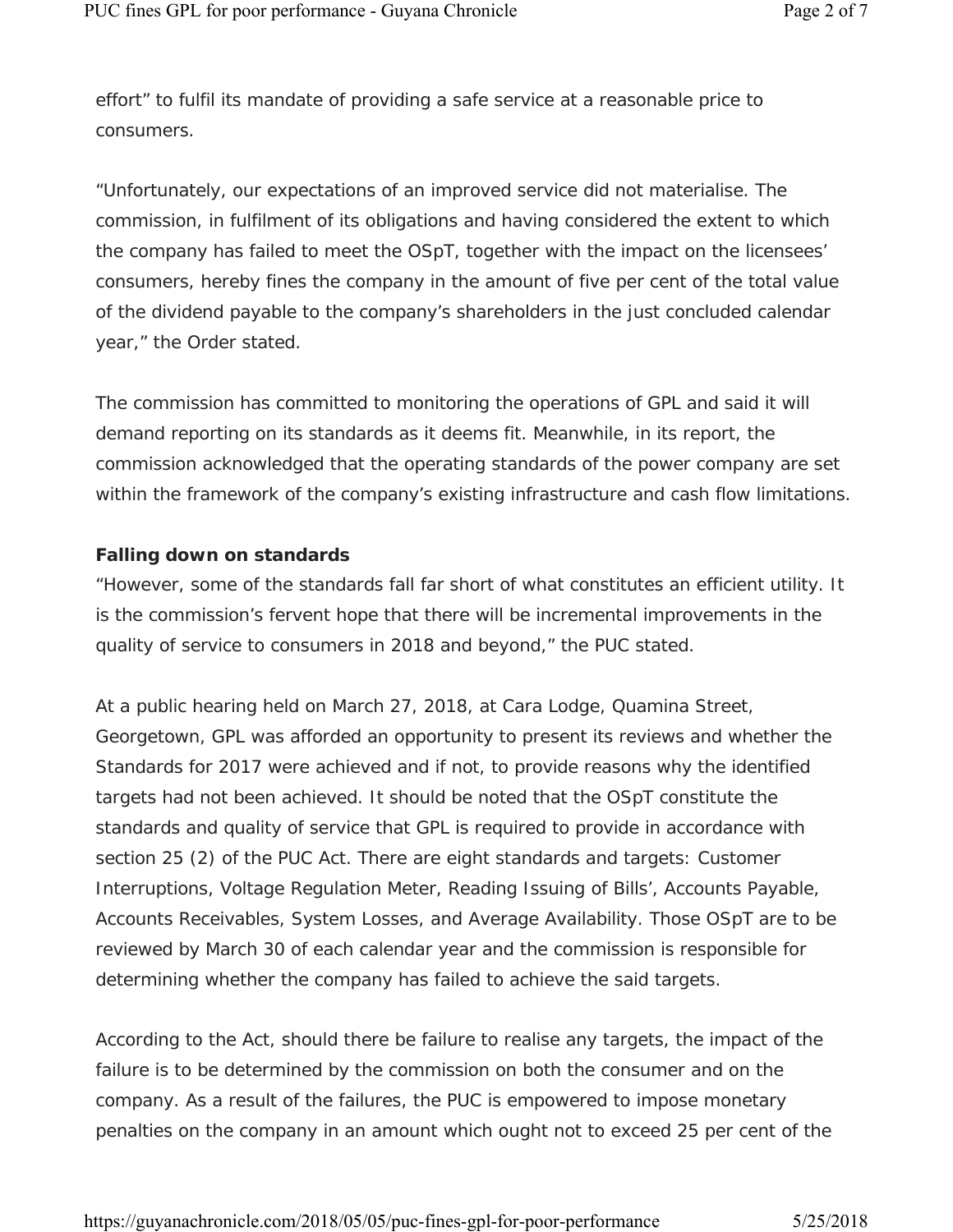effort" to fulfil its mandate of providing a safe service at a reasonable price to consumers.

"Unfortunately, our expectations of an improved service did not materialise. The commission, in fulfilment of its obligations and having considered the extent to which the company has failed to meet the OSpT, together with the impact on the licensees' consumers, hereby fines the company in the amount of five per cent of the total value of the dividend payable to the company's shareholders in the just concluded calendar year," the Order stated.

The commission has committed to monitoring the operations of GPL and said it will demand reporting on its standards as it deems fit. Meanwhile, in its report, the commission acknowledged that the operating standards of the power company are set within the framework of the company's existing infrastructure and cash flow limitations.

**Falling down on standards**

"However, some of the standards fall far short of what constitutes an efficient utility. It is the commission's fervent hope that there will be incremental improvements in the quality of service to consumers in 2018 and beyond," the PUC stated.

At a public hearing held on March 27, 2018, at Cara Lodge, Quamina Street, Georgetown, GPL was afforded an opportunity to present its reviews and whether the Standards for 2017 were achieved and if not, to provide reasons why the identified targets had not been achieved. It should be noted that the OSpT constitute the standards and quality of service that GPL is required to provide in accordance with section 25 (2) of the PUC Act. There are eight standards and targets: Customer Interruptions, Voltage Regulation Meter, Reading Issuing of Bills', Accounts Payable, Accounts Receivables, System Losses, and Average Availability. Those OSpT are to be reviewed by March 30 of each calendar year and the commission is responsible for determining whether the company has failed to achieve the said targets.

According to the Act, should there be failure to realise any targets, the impact of the failure is to be determined by the commission on both the consumer and on the company. As a result of the failures, the PUC is empowered to impose monetary penalties on the company in an amount which ought not to exceed 25 per cent of the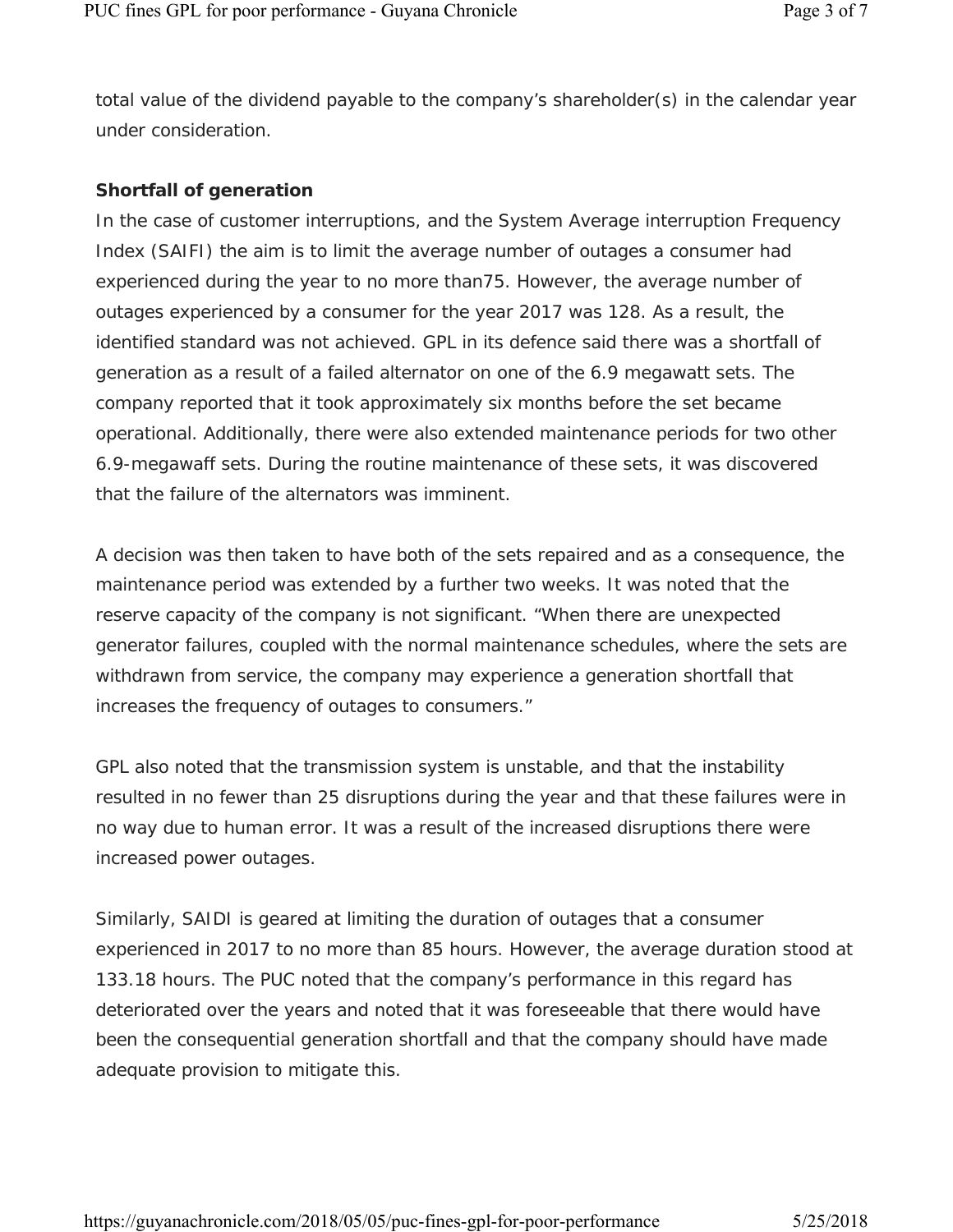total value of the dividend payable to the company's shareholder(s) in the calendar year under consideration.

**Shortfall of generation**

In the case of customer interruptions, and the System Average interruption Frequency Index (SAIFI) the aim is to limit the average number of outages a consumer had experienced during the year to no more than75. However, the average number of outages experienced by a consumer for the year 2017 was 128. As a result, the identified standard was not achieved. GPL in its defence said there was a shortfall of generation as a result of a failed alternator on one of the 6.9 megawatt sets. The company reported that it took approximately six months before the set became operational. Additionally, there were also extended maintenance periods for two other 6.9-megawaff sets. During the routine maintenance of these sets, it was discovered that the failure of the alternators was imminent.

A decision was then taken to have both of the sets repaired and as a consequence, the maintenance period was extended by a further two weeks. It was noted that the reserve capacity of the company is not significant. "When there are unexpected generator failures, coupled with the normal maintenance schedules, where the sets are withdrawn from service, the company may experience a generation shortfall that increases the frequency of outages to consumers."

GPL also noted that the transmission system is unstable, and that the instability resulted in no fewer than 25 disruptions during the year and that these failures were in no way due to human error. It was a result of the increased disruptions there were increased power outages.

Similarly, SAIDI is geared at limiting the duration of outages that a consumer experienced in 2017 to no more than 85 hours. However, the average duration stood at 133.18 hours. The PUC noted that the company's performance in this regard has deteriorated over the years and noted that it was foreseeable that there would have been the consequential generation shortfall and that the company should have made adequate provision to mitigate this.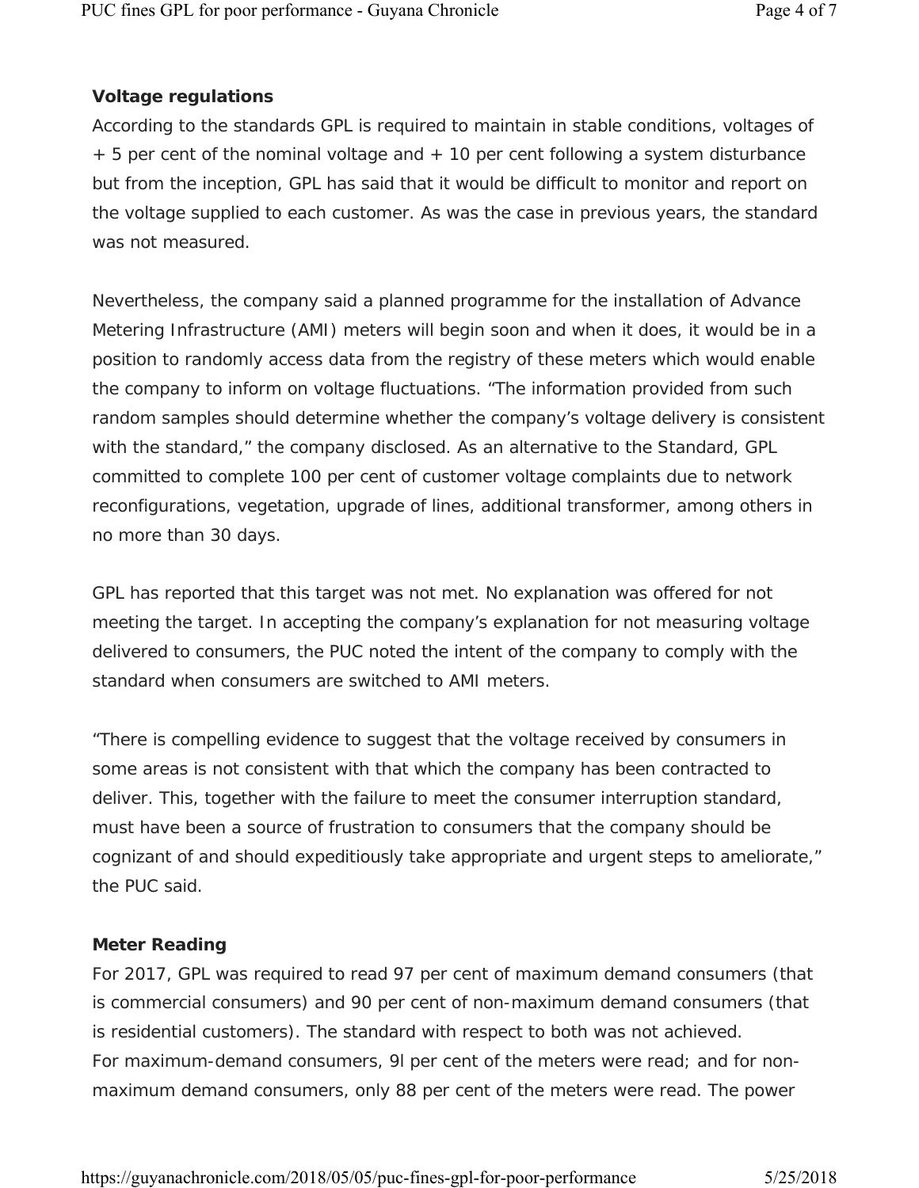### Voltage regulations

According to the standards GPL is required to maintain in stable conditions, voltages of + 5 per cent of the nominal voltage and + 10 per cent following a system disturbance but from the inception, GPL has said that it would be difficult to monitor and report on the voltage supplied to each customer. As was the case in previous years, the standard was not measured.

Nevertheless, the company said a planned programme for the installation of Advance Metering Infrastructure (AMI) meters will begin soon and when it does, it would be in a position to randomly access data from the registry of these meters which would enable the company to inform on voltage fluctuations. "The information provided from such random samples should determine whether the company's voltage delivery is consistent with the standard," the company disclosed. As an alternative to the Standard, GPL committed to complete 100 per cent of customer voltage complaints due to network reconfigurations, vegetation, upgrade of lines, additional transformer, among others in no more than 30 days.

GPL has reported that this target was not met. No explanation was offered for not meeting the target. In accepting the company's explanation for not measuring voltage delivered to consumers, the PUC noted the intent of the company to comply with the standard when consumers are switched to AMI meters.

"There is compelling evidence to suggest that the voltage received by consumers in some areas is not consistent with that which the company has been contracted to deliver. This, together with the failure to meet the consumer interruption standard, must have been a source of frustration to consumers that the company should be cognizant of and should expeditiously take appropriate and urgent steps to ameliorate," the PUC said.

### Meter Reading

For 2017, GPL was required to read 97 per cent of maximum demand consumers (that is commercial consumers) and 90 per cent of non-maximum demand consumers (that is residential customers). The standard with respect to both was not achieved.
For maximum-demand consumers, 9l per cent of the meters were read; and for non-maximum demand consumers, only 88 per cent of the meters were read. The power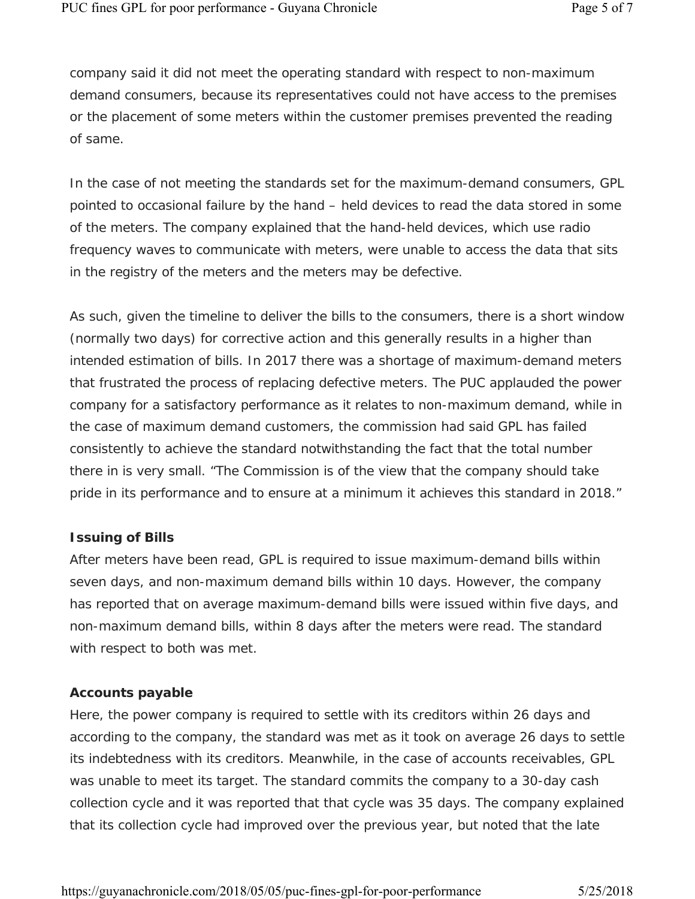company said it did not meet the operating standard with respect to non-maximum demand consumers, because its representatives could not have access to the premises or the placement of some meters within the customer premises prevented the reading of same.

In the case of not meeting the standards set for the maximum-demand consumers, GPL pointed to occasional failure by the hand – held devices to read the data stored in some of the meters. The company explained that the hand-held devices, which use radio frequency waves to communicate with meters, were unable to access the data that sits in the registry of the meters and the meters may be defective.

As such, given the timeline to deliver the bills to the consumers, there is a short window (normally two days) for corrective action and this generally results in a higher than intended estimation of bills. In 2017 there was a shortage of maximum-demand meters that frustrated the process of replacing defective meters. The PUC applauded the power company for a satisfactory performance as it relates to non-maximum demand, while in the case of maximum demand customers, the commission had said GPL has failed consistently to achieve the standard notwithstanding the fact that the total number there in is very small. "The Commission is of the view that the company should take pride in its performance and to ensure at a minimum it achieves this standard in 2018."

**Issuing of Bills**

After meters have been read, GPL is required to issue maximum-demand bills within seven days, and non-maximum demand bills within 10 days. However, the company has reported that on average maximum-demand bills were issued within five days, and non-maximum demand bills, within 8 days after the meters were read. The standard with respect to both was met.

**Accounts payable**

Here, the power company is required to settle with its creditors within 26 days and according to the company, the standard was met as it took on average 26 days to settle its indebtedness with its creditors. Meanwhile, in the case of accounts receivables, GPL was unable to meet its target. The standard commits the company to a 30-day cash collection cycle and it was reported that that cycle was 35 days. The company explained that its collection cycle had improved over the previous year, but noted that the late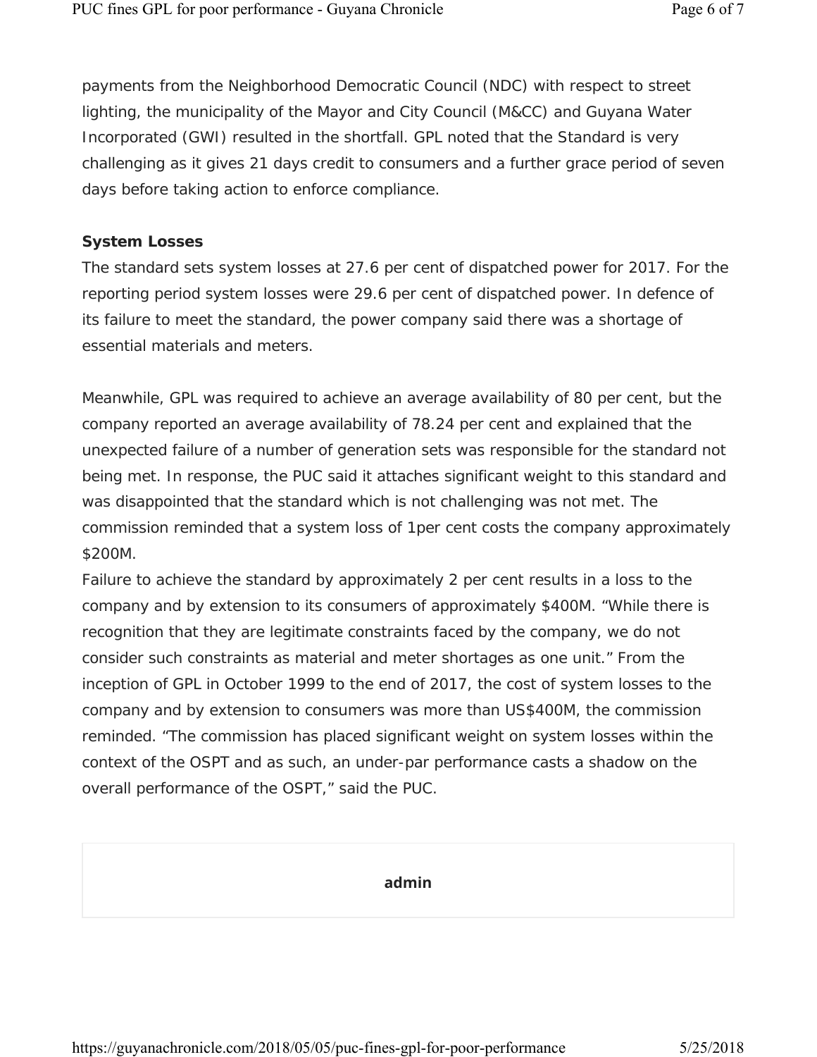payments from the Neighborhood Democratic Council (NDC) with respect to street lighting, the municipality of the Mayor and City Council (M&CC) and Guyana Water Incorporated (GWI) resulted in the shortfall. GPL noted that the Standard is very challenging as it gives 21 days credit to consumers and a further grace period of seven days before taking action to enforce compliance.

**System Losses**

The standard sets system losses at 27.6 per cent of dispatched power for 2017. For the reporting period system losses were 29.6 per cent of dispatched power. In defence of its failure to meet the standard, the power company said there was a shortage of essential materials and meters.

Meanwhile, GPL was required to achieve an average availability of 80 per cent, but the company reported an average availability of 78.24 per cent and explained that the unexpected failure of a number of generation sets was responsible for the standard not being met. In response, the PUC said it attaches significant weight to this standard and was disappointed that the standard which is not challenging was not met. The commission reminded that a system loss of 1per cent costs the company approximately $200M.

Failure to achieve the standard by approximately 2 per cent results in a loss to the company and by extension to its consumers of approximately $400M. "While there is recognition that they are legitimate constraints faced by the company, we do not consider such constraints as material and meter shortages as one unit." From the inception of GPL in October 1999 to the end of 2017, the cost of system losses to the company and by extension to consumers was more than US$400M, the commission reminded. "The commission has placed significant weight on system losses within the context of the OSPT and as such, an under-par performance casts a shadow on the overall performance of the OSPT," said the PUC.

**admin**